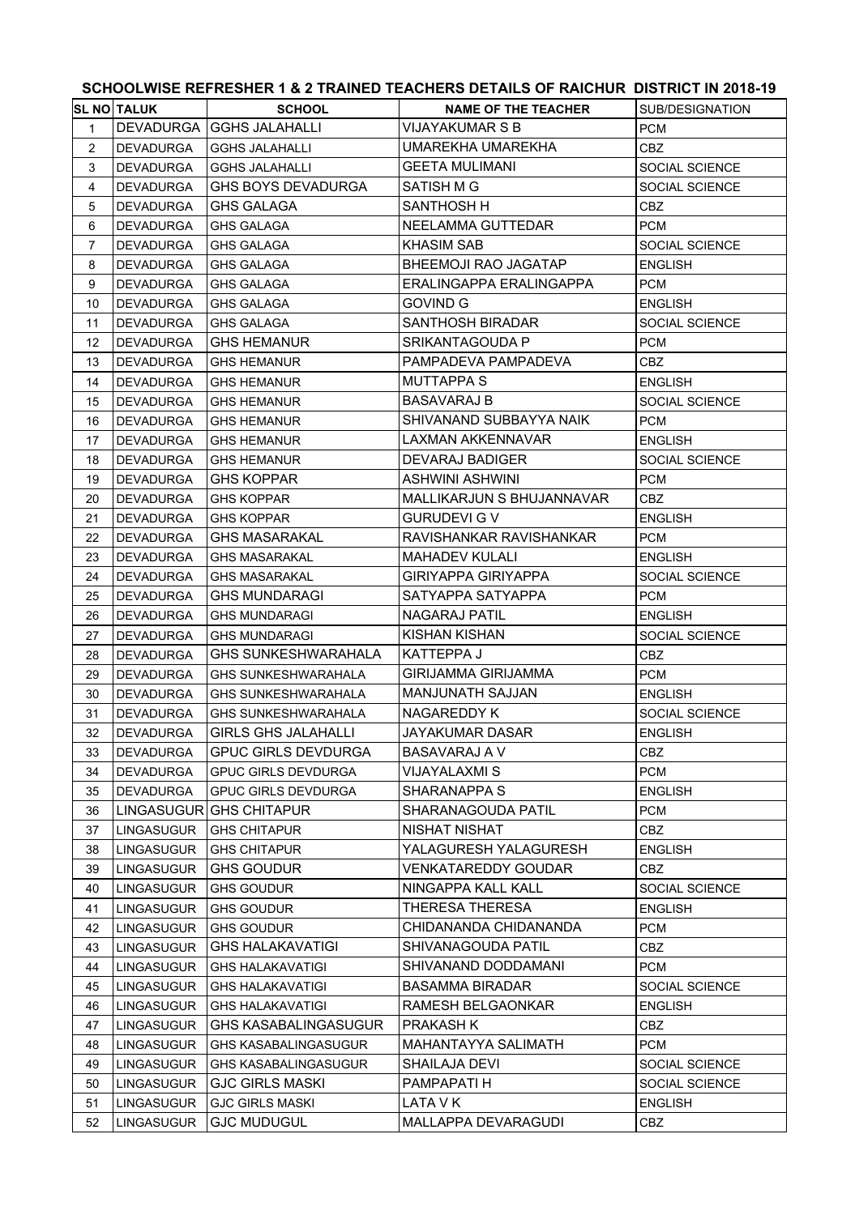## SCHOOLWISE REFRESHER 1 & 2 TRAINED TEACHERS DETAILS OF RAICHUR DISTRICT IN 2018-19

| SL NO | TALUK | SCHOOL | NAME OF THE TEACHER | SUB/DESIGNATION |
|---|---|---|---|---|
| 1 | DEVADURGA | GGHS JALAHALLI | VIJAYAKUMAR S B | PCM |
| 2 | DEVADURGA | GGHS JALAHALLI | UMAREKHA UMAREKHA | CBZ |
| 3 | DEVADURGA | GGHS JALAHALLI | GEETA MULIMANI | SOCIAL SCIENCE |
| 4 | DEVADURGA | GHS BOYS DEVADURGA | SATISH M G | SOCIAL SCIENCE |
| 5 | DEVADURGA | GHS GALAGA | SANTHOSH H | CBZ |
| 6 | DEVADURGA | GHS GALAGA | NEELAMMA GUTTEDAR | PCM |
| 7 | DEVADURGA | GHS GALAGA | KHASIM SAB | SOCIAL SCIENCE |
| 8 | DEVADURGA | GHS GALAGA | BHEEMOJI RAO JAGATAP | ENGLISH |
| 9 | DEVADURGA | GHS GALAGA | ERALINGAPPA ERALINGAPPA | PCM |
| 10 | DEVADURGA | GHS GALAGA | GOVIND G | ENGLISH |
| 11 | DEVADURGA | GHS GALAGA | SANTHOSH BIRADAR | SOCIAL SCIENCE |
| 12 | DEVADURGA | GHS HEMANUR | SRIKANTAGOUDA P | PCM |
| 13 | DEVADURGA | GHS HEMANUR | PAMPADEVA PAMPADEVA | CBZ |
| 14 | DEVADURGA | GHS HEMANUR | MUTTAPPA S | ENGLISH |
| 15 | DEVADURGA | GHS HEMANUR | BASAVARAJ B | SOCIAL SCIENCE |
| 16 | DEVADURGA | GHS HEMANUR | SHIVANAND SUBBAYYA NAIK | PCM |
| 17 | DEVADURGA | GHS HEMANUR | LAXMAN AKKENNAVAR | ENGLISH |
| 18 | DEVADURGA | GHS HEMANUR | DEVARAJ BADIGER | SOCIAL SCIENCE |
| 19 | DEVADURGA | GHS KOPPAR | ASHWINI ASHWINI | PCM |
| 20 | DEVADURGA | GHS KOPPAR | MALLIKARJUN S BHUJANNAVAR | CBZ |
| 21 | DEVADURGA | GHS KOPPAR | GURUDEVI G V | ENGLISH |
| 22 | DEVADURGA | GHS MASARAKAL | RAVISHANKAR RAVISHANKAR | PCM |
| 23 | DEVADURGA | GHS MASARAKAL | MAHADEV KULALI | ENGLISH |
| 24 | DEVADURGA | GHS MASARAKAL | GIRIYAPPA GIRIYAPPA | SOCIAL SCIENCE |
| 25 | DEVADURGA | GHS MUNDARAGI | SATYAPPA SATYAPPA | PCM |
| 26 | DEVADURGA | GHS MUNDARAGI | NAGARAJ PATIL | ENGLISH |
| 27 | DEVADURGA | GHS MUNDARAGI | KISHAN KISHAN | SOCIAL SCIENCE |
| 28 | DEVADURGA | GHS SUNKESHWARAHALA | KATTEPPA J | CBZ |
| 29 | DEVADURGA | GHS SUNKESHWARAHALA | GIRIJAMMA GIRIJAMMA | PCM |
| 30 | DEVADURGA | GHS SUNKESHWARAHALA | MANJUNATH SAJJAN | ENGLISH |
| 31 | DEVADURGA | GHS SUNKESHWARAHALA | NAGAREDDY K | SOCIAL SCIENCE |
| 32 | DEVADURGA | GIRLS GHS JALAHALLI | JAYAKUMAR DASAR | ENGLISH |
| 33 | DEVADURGA | GPUC GIRLS DEVDURGA | BASAVARAJ A V | CBZ |
| 34 | DEVADURGA | GPUC GIRLS DEVDURGA | VIJAYALAXMI S | PCM |
| 35 | DEVADURGA | GPUC GIRLS DEVDURGA | SHARANAPPA S | ENGLISH |
| 36 | LINGASUGUR | GHS CHITAPUR | SHARANAGOUDA PATIL | PCM |
| 37 | LINGASUGUR | GHS CHITAPUR | NISHAT NISHAT | CBZ |
| 38 | LINGASUGUR | GHS CHITAPUR | YALAGURESH YALAGURESH | ENGLISH |
| 39 | LINGASUGUR | GHS GOUDUR | VENKATAREDDY GOUDAR | CBZ |
| 40 | LINGASUGUR | GHS GOUDUR | NINGAPPA KALL KALL | SOCIAL SCIENCE |
| 41 | LINGASUGUR | GHS GOUDUR | THERESA THERESA | ENGLISH |
| 42 | LINGASUGUR | GHS GOUDUR | CHIDANANDA CHIDANANDA | PCM |
| 43 | LINGASUGUR | GHS HALAKAVATIGI | SHIVANAGOUDA PATIL | CBZ |
| 44 | LINGASUGUR | GHS HALAKAVATIGI | SHIVANAND DODDAMANI | PCM |
| 45 | LINGASUGUR | GHS HALAKAVATIGI | BASAMMA BIRADAR | SOCIAL SCIENCE |
| 46 | LINGASUGUR | GHS HALAKAVATIGI | RAMESH BELGAONKAR | ENGLISH |
| 47 | LINGASUGUR | GHS KASABALINGASUGUR | PRAKASH K | CBZ |
| 48 | LINGASUGUR | GHS KASABALINGASUGUR | MAHANTAYYA SALIMATH | PCM |
| 49 | LINGASUGUR | GHS KASABALINGASUGUR | SHAILAJA DEVI | SOCIAL SCIENCE |
| 50 | LINGASUGUR | GJC GIRLS MASKI | PAMPAPATI H | SOCIAL SCIENCE |
| 51 | LINGASUGUR | GJC GIRLS MASKI | LATA V K | ENGLISH |
| 52 | LINGASUGUR | GJC MUDUGUL | MALLAPPA DEVARAGUDI | CBZ |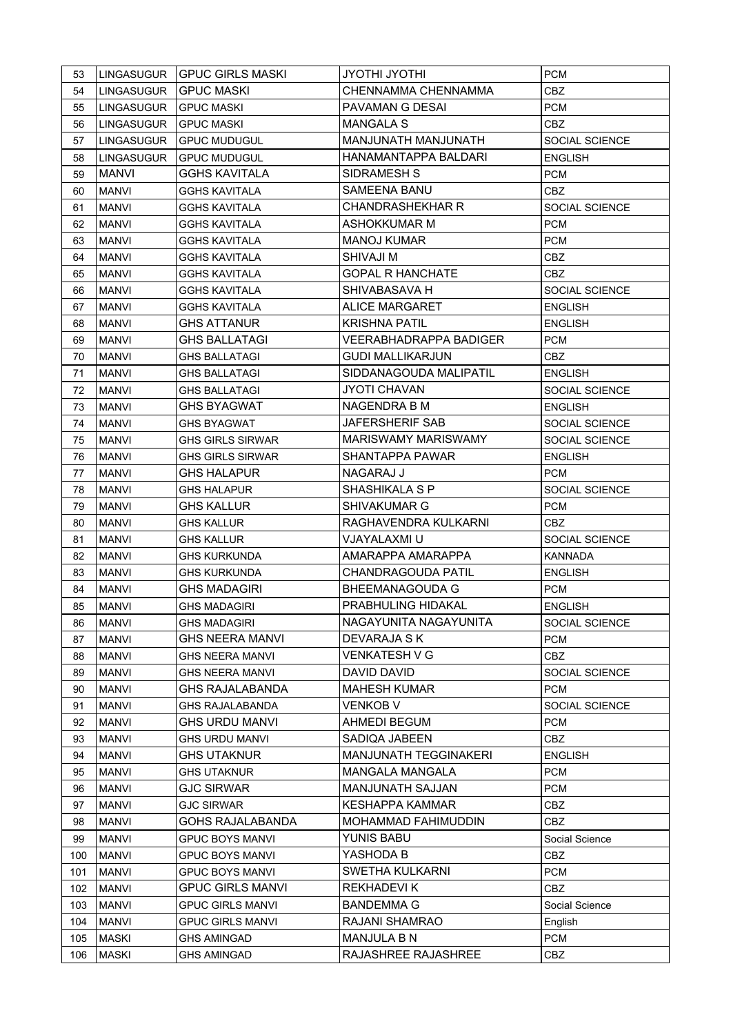| 53 | LINGASUGUR | GPUC GIRLS MASKI | JYOTHI JYOTHI | PCM |
|---|---|---|---|---|
| 54 | LINGASUGUR | GPUC MASKI | CHENNAMMA CHENNAMMA | CBZ |
| 55 | LINGASUGUR | GPUC MASKI | PAVAMAN G DESAI | PCM |
| 56 | LINGASUGUR | GPUC MASKI | MANGALA S | CBZ |
| 57 | LINGASUGUR | GPUC MUDUGUL | MANJUNATH MANJUNATH | SOCIAL SCIENCE |
| 58 | LINGASUGUR | GPUC MUDUGUL | HANAMANTAPPA BALDARI | ENGLISH |
| 59 | MANVI | GGHS KAVITALA | SIDRAMESH S | PCM |
| 60 | MANVI | GGHS KAVITALA | SAMEENA BANU | CBZ |
| 61 | MANVI | GGHS KAVITALA | CHANDRASHEKHAR R | SOCIAL SCIENCE |
| 62 | MANVI | GGHS KAVITALA | ASHOKKUMAR M | PCM |
| 63 | MANVI | GGHS KAVITALA | MANOJ KUMAR | PCM |
| 64 | MANVI | GGHS KAVITALA | SHIVAJI M | CBZ |
| 65 | MANVI | GGHS KAVITALA | GOPAL R HANCHATE | CBZ |
| 66 | MANVI | GGHS KAVITALA | SHIVABASAVA H | SOCIAL SCIENCE |
| 67 | MANVI | GGHS KAVITALA | ALICE MARGARET | ENGLISH |
| 68 | MANVI | GHS ATTANUR | KRISHNA PATIL | ENGLISH |
| 69 | MANVI | GHS BALLATAGI | VEERABHADRAPPA BADIGER | PCM |
| 70 | MANVI | GHS BALLATAGI | GUDI MALLIKARJUN | CBZ |
| 71 | MANVI | GHS BALLATAGI | SIDDANAGOUDA MALIPATIL | ENGLISH |
| 72 | MANVI | GHS BALLATAGI | JYOTI CHAVAN | SOCIAL SCIENCE |
| 73 | MANVI | GHS BYAGWAT | NAGENDRA B M | ENGLISH |
| 74 | MANVI | GHS BYAGWAT | JAFERSHERIF SAB | SOCIAL SCIENCE |
| 75 | MANVI | GHS GIRLS SIRWAR | MARISWAMY MARISWAMY | SOCIAL SCIENCE |
| 76 | MANVI | GHS GIRLS SIRWAR | SHANTAPPA PAWAR | ENGLISH |
| 77 | MANVI | GHS HALAPUR | NAGARAJ J | PCM |
| 78 | MANVI | GHS HALAPUR | SHASHIKALA S P | SOCIAL SCIENCE |
| 79 | MANVI | GHS KALLUR | SHIVAKUMAR G | PCM |
| 80 | MANVI | GHS KALLUR | RAGHAVENDRA KULKARNI | CBZ |
| 81 | MANVI | GHS KALLUR | VJAYALAXMI U | SOCIAL SCIENCE |
| 82 | MANVI | GHS KURKUNDA | AMARAPPA AMARAPPA | KANNADA |
| 83 | MANVI | GHS KURKUNDA | CHANDRAGOUDA PATIL | ENGLISH |
| 84 | MANVI | GHS MADAGIRI | BHEEMANAGOUDA G | PCM |
| 85 | MANVI | GHS MADAGIRI | PRABHULING HIDAKAL | ENGLISH |
| 86 | MANVI | GHS MADAGIRI | NAGAYUNITA NAGAYUNITA | SOCIAL SCIENCE |
| 87 | MANVI | GHS NEERA MANVI | DEVARAJA S K | PCM |
| 88 | MANVI | GHS NEERA MANVI | VENKATESH V G | CBZ |
| 89 | MANVI | GHS NEERA MANVI | DAVID DAVID | SOCIAL SCIENCE |
| 90 | MANVI | GHS RAJALABANDA | MAHESH KUMAR | PCM |
| 91 | MANVI | GHS RAJALABANDA | VENKOB V | SOCIAL SCIENCE |
| 92 | MANVI | GHS URDU MANVI | AHMEDI BEGUM | PCM |
| 93 | MANVI | GHS URDU MANVI | SADIQA JABEEN | CBZ |
| 94 | MANVI | GHS UTAKNUR | MANJUNATH TEGGINAKERI | ENGLISH |
| 95 | MANVI | GHS UTAKNUR | MANGALA MANGALA | PCM |
| 96 | MANVI | GJC SIRWAR | MANJUNATH SAJJAN | PCM |
| 97 | MANVI | GJC SIRWAR | KESHAPPA KAMMAR | CBZ |
| 98 | MANVI | GOHS RAJALABANDA | MOHAMMAD FAHIMUDDIN | CBZ |
| 99 | MANVI | GPUC BOYS MANVI | YUNIS BABU | Social Science |
| 100 | MANVI | GPUC BOYS MANVI | YASHODA B | CBZ |
| 101 | MANVI | GPUC BOYS MANVI | SWETHA KULKARNI | PCM |
| 102 | MANVI | GPUC GIRLS MANVI | REKHADEVI K | CBZ |
| 103 | MANVI | GPUC GIRLS MANVI | BANDEMMA G | Social Science |
| 104 | MANVI | GPUC GIRLS MANVI | RAJANI SHAMRAO | English |
| 105 | MASKI | GHS AMINGAD | MANJULA B N | PCM |
| 106 | MASKI | GHS AMINGAD | RAJASHREE RAJASHREE | CBZ |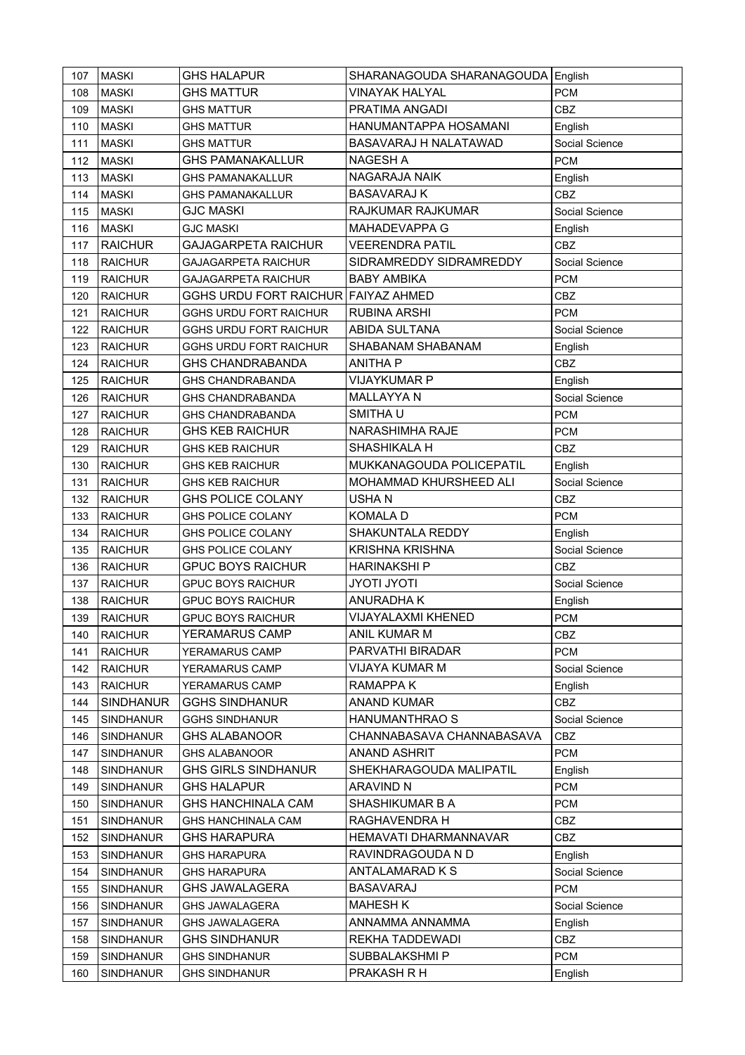| 107 | MASKI | GHS HALAPUR | SHARANAGOUDA SHARANAGOUDA | English |
|---|---|---|---|---|
| 108 | MASKI | GHS MATTUR | VINAYAK HALYAL | PCM |
| 109 | MASKI | GHS MATTUR | PRATIMA ANGADI | CBZ |
| 110 | MASKI | GHS MATTUR | HANUMANTAPPA HOSAMANI | English |
| 111 | MASKI | GHS MATTUR | BASAVARAJ H NALATAWAD | Social Science |
| 112 | MASKI | GHS PAMANAKALLUR | NAGESH A | PCM |
| 113 | MASKI | GHS PAMANAKALLUR | NAGARAJA NAIK | English |
| 114 | MASKI | GHS PAMANAKALLUR | BASAVARAJ K | CBZ |
| 115 | MASKI | GJC MASKI | RAJKUMAR RAJKUMAR | Social Science |
| 116 | MASKI | GJC MASKI | MAHADEVAPPA G | English |
| 117 | RAICHUR | GAJAGARPETA RAICHUR | VEERENDRA PATIL | CBZ |
| 118 | RAICHUR | GAJAGARPETA RAICHUR | SIDRAMREDDY SIDRAMREDDY | Social Science |
| 119 | RAICHUR | GAJAGARPETA RAICHUR | BABY AMBIKA | PCM |
| 120 | RAICHUR | GGHS URDU FORT RAICHUR | FAIYAZ AHMED | CBZ |
| 121 | RAICHUR | GGHS URDU FORT RAICHUR | RUBINA ARSHI | PCM |
| 122 | RAICHUR | GGHS URDU FORT RAICHUR | ABIDA SULTANA | Social Science |
| 123 | RAICHUR | GGHS URDU FORT RAICHUR | SHABANAM SHABANAM | English |
| 124 | RAICHUR | GHS CHANDRABANDA | ANITHA P | CBZ |
| 125 | RAICHUR | GHS CHANDRABANDA | VIJAYKUMAR P | English |
| 126 | RAICHUR | GHS CHANDRABANDA | MALLAYYA N | Social Science |
| 127 | RAICHUR | GHS CHANDRABANDA | SMITHA U | PCM |
| 128 | RAICHUR | GHS KEB RAICHUR | NARASHIMHA RAJE | PCM |
| 129 | RAICHUR | GHS KEB RAICHUR | SHASHIKALA H | CBZ |
| 130 | RAICHUR | GHS KEB RAICHUR | MUKKANAGOUDA POLICEPATIL | English |
| 131 | RAICHUR | GHS KEB RAICHUR | MOHAMMAD KHURSHEED ALI | Social Science |
| 132 | RAICHUR | GHS POLICE COLANY | USHA N | CBZ |
| 133 | RAICHUR | GHS POLICE COLANY | KOMALA D | PCM |
| 134 | RAICHUR | GHS POLICE COLANY | SHAKUNTALA REDDY | English |
| 135 | RAICHUR | GHS POLICE COLANY | KRISHNA KRISHNA | Social Science |
| 136 | RAICHUR | GPUC BOYS RAICHUR | HARINAKSHI P | CBZ |
| 137 | RAICHUR | GPUC BOYS RAICHUR | JYOTI JYOTI | Social Science |
| 138 | RAICHUR | GPUC BOYS RAICHUR | ANURADHA K | English |
| 139 | RAICHUR | GPUC BOYS RAICHUR | VIJAYALAXMI KHENED | PCM |
| 140 | RAICHUR | YERAMARUS CAMP | ANIL KUMAR M | CBZ |
| 141 | RAICHUR | YERAMARUS CAMP | PARVATHI BIRADAR | PCM |
| 142 | RAICHUR | YERAMARUS CAMP | VIJAYA KUMAR M | Social Science |
| 143 | RAICHUR | YERAMARUS CAMP | RAMAPPA K | English |
| 144 | SINDHANUR | GGHS SINDHANUR | ANAND KUMAR | CBZ |
| 145 | SINDHANUR | GGHS SINDHANUR | HANUMANTHRAO S | Social Science |
| 146 | SINDHANUR | GHS ALABANOOR | CHANNABASAVA CHANNABASAVA | CBZ |
| 147 | SINDHANUR | GHS ALABANOOR | ANAND ASHRIT | PCM |
| 148 | SINDHANUR | GHS GIRLS SINDHANUR | SHEKHARAGOUDA MALIPATIL | English |
| 149 | SINDHANUR | GHS HALAPUR | ARAVIND N | PCM |
| 150 | SINDHANUR | GHS HANCHINALA CAM | SHASHIKUMAR B A | PCM |
| 151 | SINDHANUR | GHS HANCHINALA CAM | RAGHAVENDRA H | CBZ |
| 152 | SINDHANUR | GHS HARAPURA | HEMAVATI DHARMANNAVAR | CBZ |
| 153 | SINDHANUR | GHS HARAPURA | RAVINDRAGOUDA N D | English |
| 154 | SINDHANUR | GHS HARAPURA | ANTALAMARAD K S | Social Science |
| 155 | SINDHANUR | GHS JAWALAGERA | BASAVARAJ | PCM |
| 156 | SINDHANUR | GHS JAWALAGERA | MAHESH K | Social Science |
| 157 | SINDHANUR | GHS JAWALAGERA | ANNAMMA ANNAMMA | English |
| 158 | SINDHANUR | GHS SINDHANUR | REKHA TADDEWADI | CBZ |
| 159 | SINDHANUR | GHS SINDHANUR | SUBBALAKSHMI P | PCM |
| 160 | SINDHANUR | GHS SINDHANUR | PRAKASH R H | English |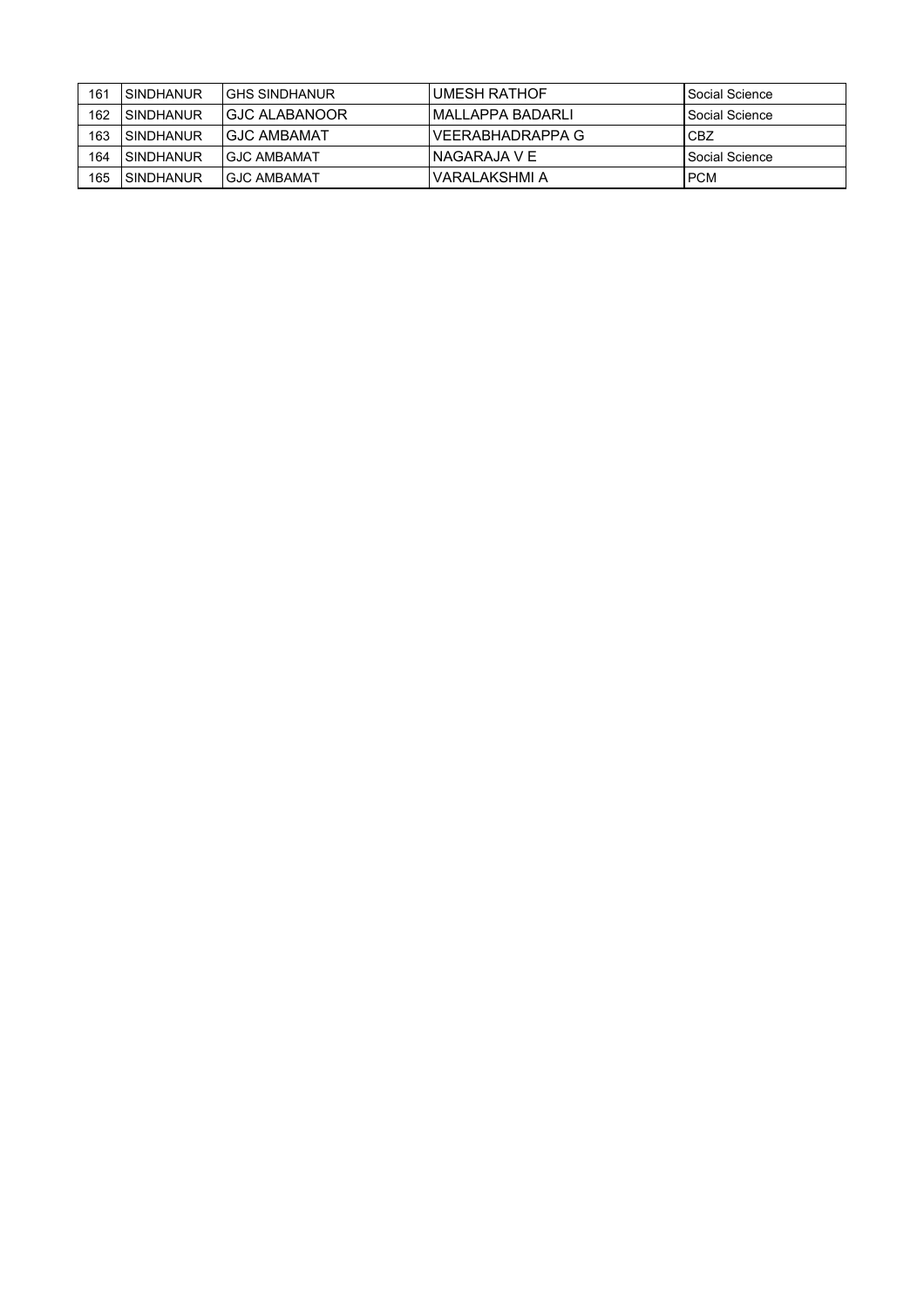| | | | | |
|---|---|---|---|---|
| 161 | SINDHANUR | GHS SINDHANUR | UMESH RATHOF | Social Science |
| 162 | SINDHANUR | GJC ALABANOOR | MALLAPPA BADARLI | Social Science |
| 163 | SINDHANUR | GJC AMBAMAT | VEERABHADRAPPA G | CBZ |
| 164 | SINDHANUR | GJC AMBAMAT | NAGARAJA V E | Social Science |
| 165 | SINDHANUR | GJC AMBAMAT | VARALAKSHMI A | PCM |